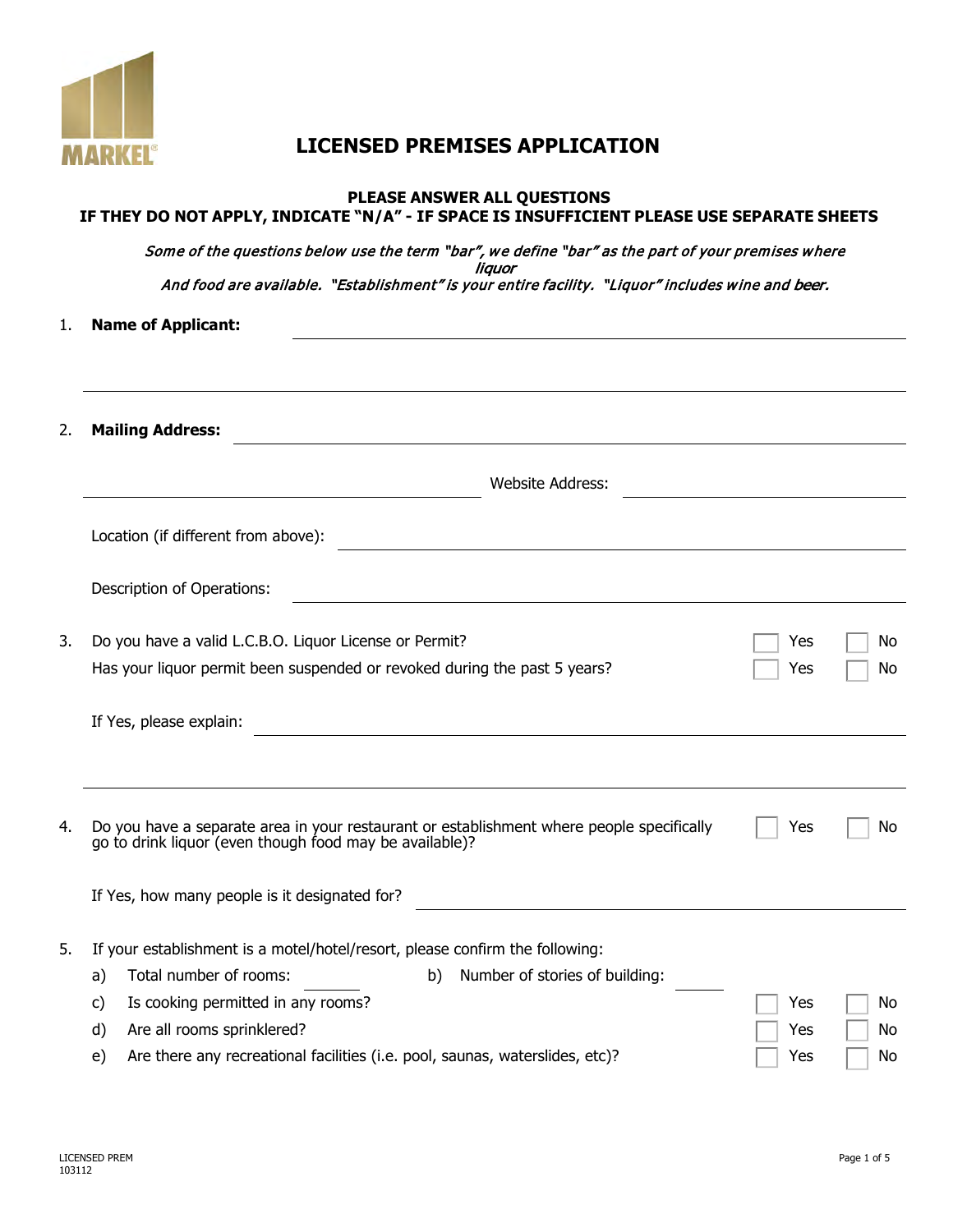MARKEL®

# LICENSED PREMISES APPLICATION

**PLEASE ANSWER ALL QUESTIONS**
**IF THEY DO NOT APPLY, INDICATE "N/A" - IF SPACE IS INSUFFICIENT PLEASE USE SEPARATE SHEETS**

*Some of the questions below use the term "bar", we define "bar" as the part of your premises where liquor And food are available. "Establishment" is your entire facility. "Liquor" includes wine and beer.*

1. **Name of Applicant:** ______________________________

______________________________

2. **Mailing Address:** ______________________________

______________________________ Website Address: ______________________________

Location (if different from above): ______________________________

Description of Operations: ______________________________

3. Do you have a valid L.C.B.O. Liquor License or Permit? ☐ Yes ☐ No

Has your liquor permit been suspended or revoked during the past 5 years? ☐ Yes ☐ No

If Yes, please explain: ______________________________

______________________________

4. Do you have a separate area in your restaurant or establishment where people specifically go to drink liquor (even though food may be available)? ☐ Yes ☐ No

If Yes, how many people is it designated for? ______________________________

5. If your establishment is a motel/hotel/resort, please confirm the following:

a) Total number of rooms: ________ b) Number of stories of building: ________

c) Is cooking permitted in any rooms? ☐ Yes ☐ No

d) Are all rooms sprinklered? ☐ Yes ☐ No

e) Are there any recreational facilities (i.e. pool, saunas, waterslides, etc)? ☐ Yes ☐ No

LICENSED PREM
103112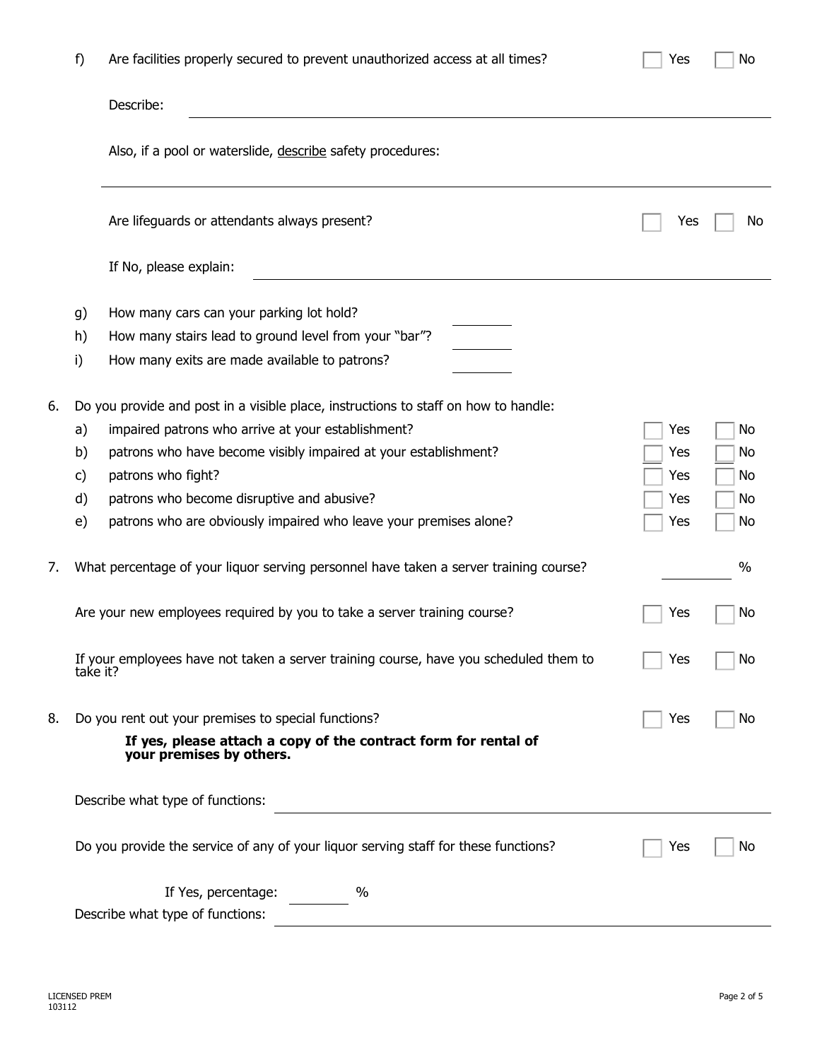f) Are facilities properly secured to prevent unauthorized access at all times? ☐ Yes ☐ No

Describe: \_\_\_\_\_\_\_\_\_\_\_\_\_\_\_\_\_\_\_\_\_\_\_\_\_\_\_\_\_\_\_\_\_\_\_\_\_\_\_\_

Also, if a pool or waterslide, describe safety procedures:

\_\_\_\_\_\_\_\_\_\_\_\_\_\_\_\_\_\_\_\_\_\_\_\_\_\_\_\_\_\_\_\_\_\_\_\_\_\_\_\_

Are lifeguards or attendants always present? ☐ Yes ☐ No

If No, please explain: \_\_\_\_\_\_\_\_\_\_\_\_\_\_\_\_\_\_\_\_\_\_\_\_\_\_\_\_\_\_\_\_\_\_\_\_\_\_\_\_

g) How many cars can your parking lot hold? \_\_\_\_\_\_\_\_

h) How many stairs lead to ground level from your "bar"? \_\_\_\_\_\_\_\_

i) How many exits are made available to patrons? \_\_\_\_\_\_\_\_

6. Do you provide and post in a visible place, instructions to staff on how to handle:

a) impaired patrons who arrive at your establishment? ☐ Yes ☐ No

b) patrons who have become visibly impaired at your establishment? ☐ Yes ☐ No

c) patrons who fight? ☐ Yes ☐ No

d) patrons who become disruptive and abusive? ☐ Yes ☐ No

e) patrons who are obviously impaired who leave your premises alone? ☐ Yes ☐ No

7. What percentage of your liquor serving personnel have taken a server training course? \_\_\_\_\_\_\_\_ %

Are your new employees required by you to take a server training course? ☐ Yes ☐ No

If your employees have not taken a server training course, have you scheduled them to take it? ☐ Yes ☐ No

8. Do you rent out your premises to special functions? ☐ Yes ☐ No

**If yes, please attach a copy of the contract form for rental of your premises by others.**

Describe what type of functions: \_\_\_\_\_\_\_\_\_\_\_\_\_\_\_\_\_\_\_\_\_\_\_\_\_\_\_\_\_\_\_\_\_\_\_\_\_\_\_\_

Do you provide the service of any of your liquor serving staff for these functions? ☐ Yes ☐ No

If Yes, percentage: \_\_\_\_\_\_\_\_ %

Describe what type of functions: \_\_\_\_\_\_\_\_\_\_\_\_\_\_\_\_\_\_\_\_\_\_\_\_\_\_\_\_\_\_\_\_\_\_\_\_\_\_\_\_

LICENSED PREM
103112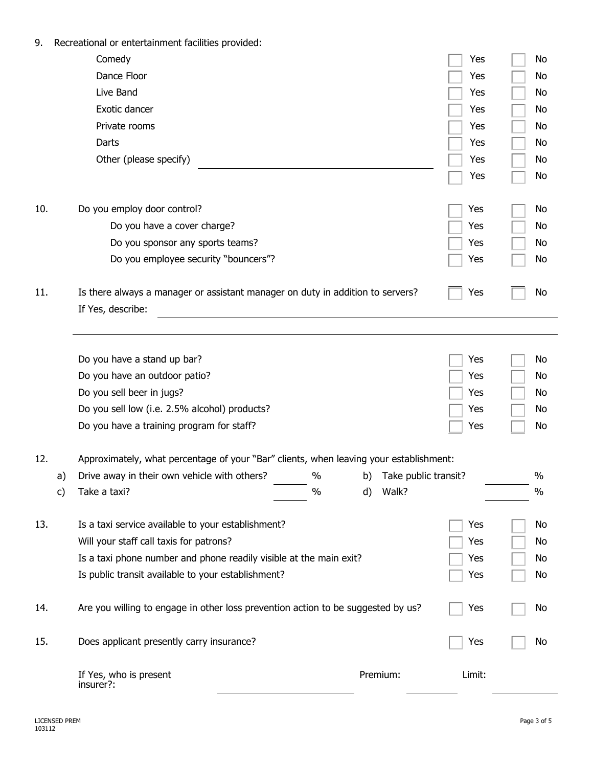9. Recreational or entertainment facilities provided:

| | | |
|---|---|---|
| Comedy | ☐ Yes | ☐ No |
| Dance Floor | ☐ Yes | ☐ No |
| Live Band | ☐ Yes | ☐ No |
| Exotic dancer | ☐ Yes | ☐ No |
| Private rooms | ☐ Yes | ☐ No |
| Darts | ☐ Yes | ☐ No |
| Other (please specify) ______________________ | ☐ Yes | ☐ No |
| | ☐ Yes | ☐ No |

10. Do you employ door control? ☐ Yes ☐ No

| | | |
|---|---|---|
| Do you have a cover charge? | ☐ Yes | ☐ No |
| Do you sponsor any sports teams? | ☐ Yes | ☐ No |
| Do you employee security "bouncers"? | ☐ Yes | ☐ No |

11. Is there always a manager or assistant manager on duty in addition to servers? ☐ Yes ☐ No

If Yes, describe: ______________________________________________

______________________________________________

| | | |
|---|---|---|
| Do you have a stand up bar? | ☐ Yes | ☐ No |
| Do you have an outdoor patio? | ☐ Yes | ☐ No |
| Do you sell beer in jugs? | ☐ Yes | ☐ No |
| Do you sell low (i.e. 2.5% alcohol) products? | ☐ Yes | ☐ No |
| Do you have a training program for staff? | ☐ Yes | ☐ No |

12. Approximately, what percentage of your "Bar" clients, when leaving your establishment:

a) Drive away in their own vehicle with others? ______ %  b) Take public transit? ______ %

c) Take a taxi? ______ %  d) Walk? ______ %

13. Is a taxi service available to your establishment? ☐ Yes ☐ No

| | | |
|---|---|---|
| Will your staff call taxis for patrons? | ☐ Yes | ☐ No |
| Is a taxi phone number and phone readily visible at the main exit? | ☐ Yes | ☐ No |
| Is public transit available to your establishment? | ☐ Yes | ☐ No |

14. Are you willing to engage in other loss prevention action to be suggested by us? ☐ Yes ☐ No

15. Does applicant presently carry insurance? ☐ Yes ☐ No

If Yes, who is present insurer?: ______________ Premium: __________ Limit: __________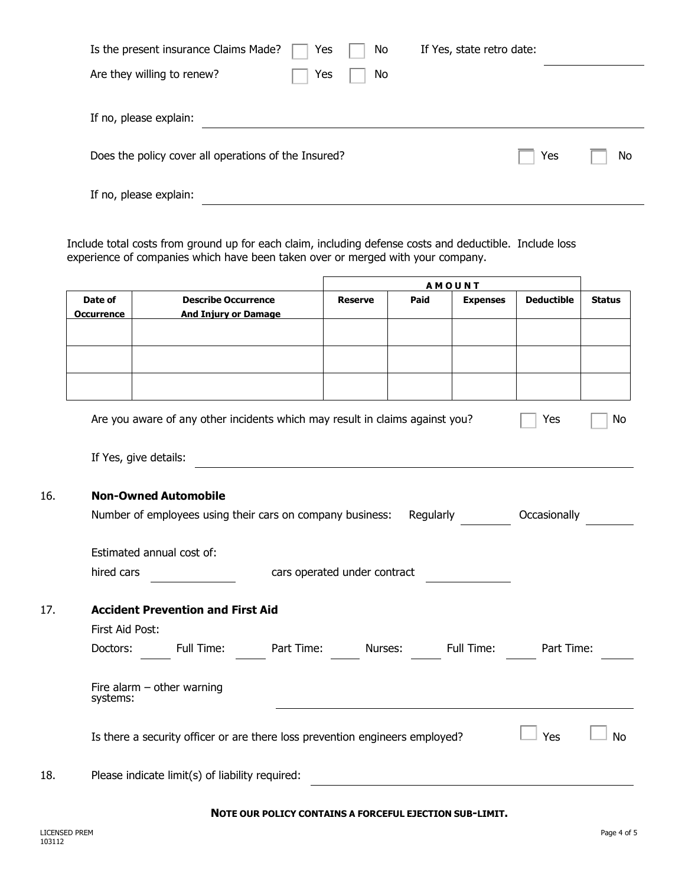Is the present insurance Claims Made? ☐ Yes ☐ No If Yes, state retro date: ____________

Are they willing to renew? ☐ Yes ☐ No

If no, please explain: ____________________________________________

Does the policy cover all operations of the Insured? ☐ Yes ☐ No

If no, please explain: ____________________________________________

Include total costs from ground up for each claim, including defense costs and deductible. Include loss experience of companies which have been taken over or merged with your company.

| | | AMOUNT | | | | |
|---|---|---|---|---|---|---|
| **Date of Occurrence** | **Describe Occurrence And Injury or Damage** | **Reserve** | **Paid** | **Expenses** | **Deductible** | **Status** |
| | | | | | | |
| | | | | | | |
| | | | | | | |

Are you aware of any other incidents which may result in claims against you? ☐ Yes ☐ No

If Yes, give details: ____________________________________________

16. **Non-Owned Automobile**

Number of employees using their cars on company business: Regularly ________ Occasionally ________

Estimated annual cost of:

hired cars ____________ cars operated under contract ____________

17. **Accident Prevention and First Aid**

First Aid Post:

Doctors: ____ Full Time: ____ Part Time: ____ Nurses: ____ Full Time: ____ Part Time: ____

Fire alarm – other warning systems: ____________________________________________

Is there a security officer or are there loss prevention engineers employed? ☐ Yes ☐ No

18. Please indicate limit(s) of liability required: ____________________________________________

**NOTE OUR POLICY CONTAINS A FORCEFUL EJECTION SUB-LIMIT.**

LICENSED PREM
103112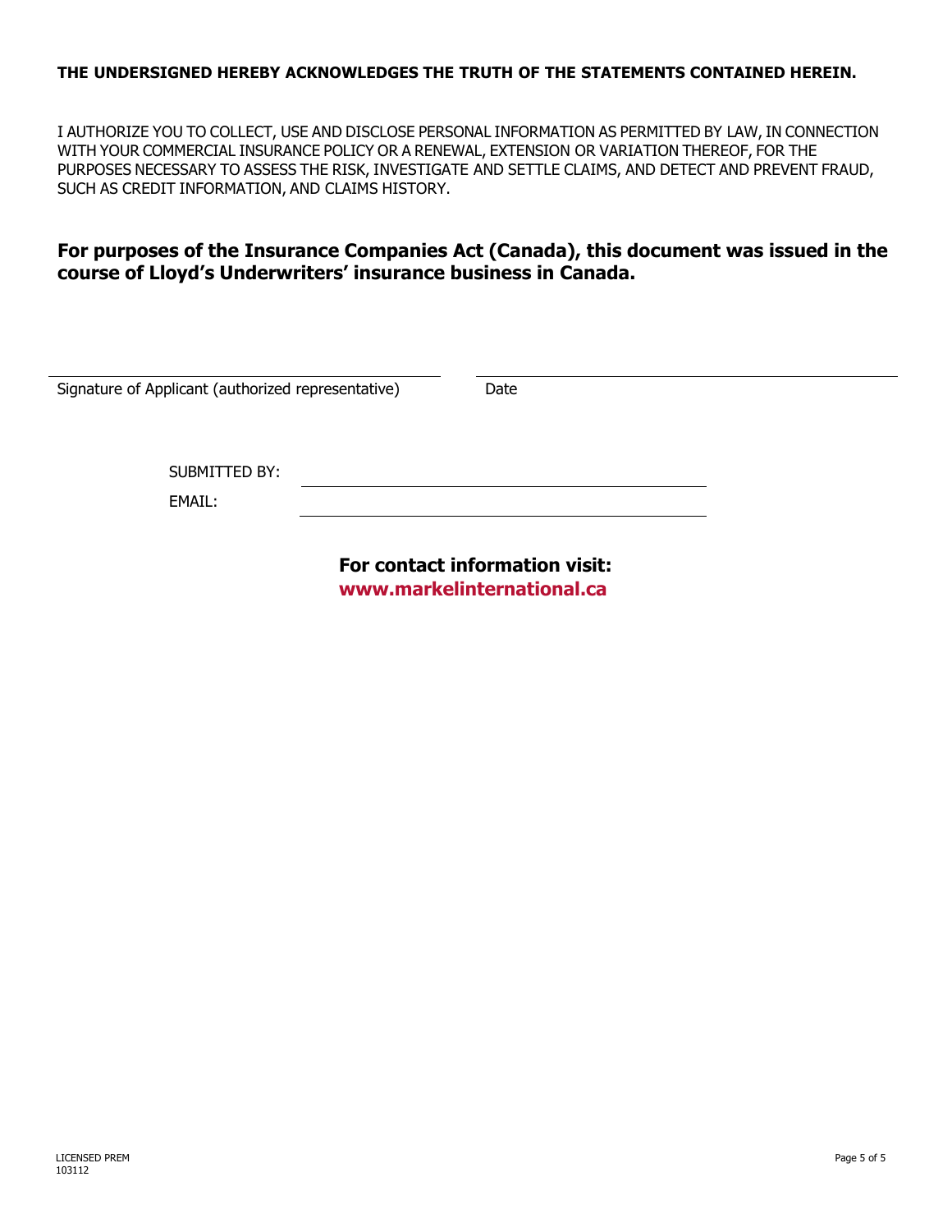**THE UNDERSIGNED HEREBY ACKNOWLEDGES THE TRUTH OF THE STATEMENTS CONTAINED HEREIN.**

I AUTHORIZE YOU TO COLLECT, USE AND DISCLOSE PERSONAL INFORMATION AS PERMITTED BY LAW, IN CONNECTION WITH YOUR COMMERCIAL INSURANCE POLICY OR A RENEWAL, EXTENSION OR VARIATION THEREOF, FOR THE PURPOSES NECESSARY TO ASSESS THE RISK, INVESTIGATE AND SETTLE CLAIMS, AND DETECT AND PREVENT FRAUD, SUCH AS CREDIT INFORMATION, AND CLAIMS HISTORY.

**For purposes of the Insurance Companies Act (Canada), this document was issued in the course of Lloyd's Underwriters' insurance business in Canada.**

______________________________ Signature of Applicant (authorized representative)

______________________________ Date

SUBMITTED BY: ______________________________

EMAIL: ______________________________

**For contact information visit:**
**www.markelinternational.ca**

LICENSED PREM
103112